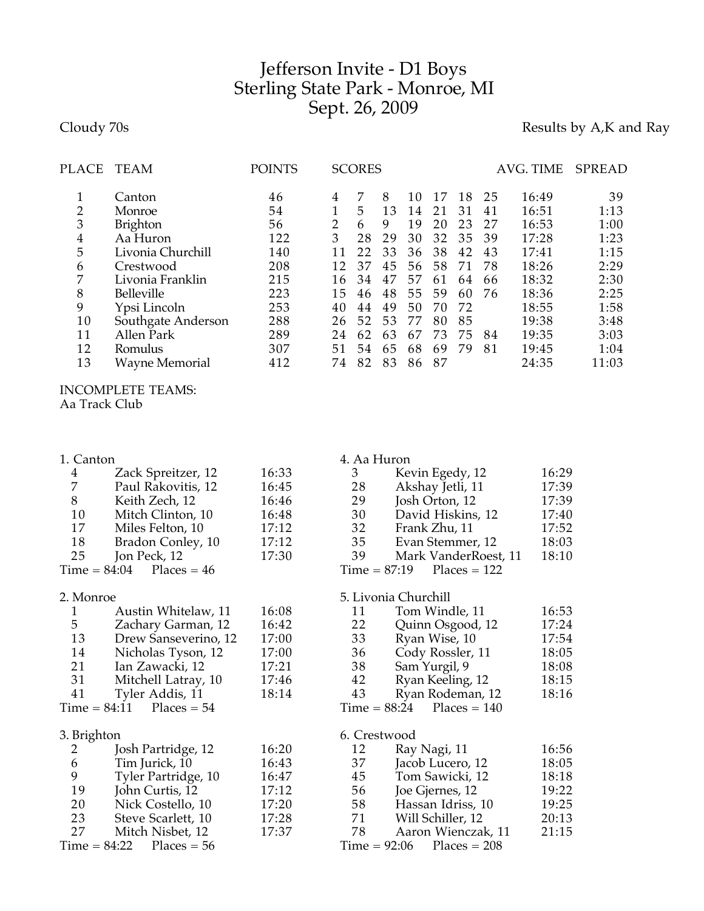# Jefferson Invite - D1 Boys
## Sterling State Park - Monroe, MI
## Sept. 26, 2009

Cloudy 70s

Results by A,K and Ray

| PLACE | TEAM | POINTS | SCORES | | | | | | | AVG. TIME | SPREAD |
|---|---|---|---|---|---|---|---|---|---|---|---|
| 1 | Canton | 46 | 4 | 7 | 8 | 10 | 17 | 18 | 25 | 16:49 | 39 |
| 2 | Monroe | 54 | 1 | 5 | 13 | 14 | 21 | 31 | 41 | 16:51 | 1:13 |
| 3 | Brighton | 56 | 2 | 6 | 9 | 19 | 20 | 23 | 27 | 16:53 | 1:00 |
| 4 | Aa Huron | 122 | 3 | 28 | 29 | 30 | 32 | 35 | 39 | 17:28 | 1:23 |
| 5 | Livonia Churchill | 140 | 11 | 22 | 33 | 36 | 38 | 42 | 43 | 17:41 | 1:15 |
| 6 | Crestwood | 208 | 12 | 37 | 45 | 56 | 58 | 71 | 78 | 18:26 | 2:29 |
| 7 | Livonia Franklin | 215 | 16 | 34 | 47 | 57 | 61 | 64 | 66 | 18:32 | 2:30 |
| 8 | Belleville | 223 | 15 | 46 | 48 | 55 | 59 | 60 | 76 | 18:36 | 2:25 |
| 9 | Ypsi Lincoln | 253 | 40 | 44 | 49 | 50 | 70 | 72 | | 18:55 | 1:58 |
| 10 | Southgate Anderson | 288 | 26 | 52 | 53 | 77 | 80 | 85 | | 19:38 | 3:48 |
| 11 | Allen Park | 289 | 24 | 62 | 63 | 67 | 73 | 75 | 84 | 19:35 | 3:03 |
| 12 | Romulus | 307 | 51 | 54 | 65 | 68 | 69 | 79 | 81 | 19:45 | 1:04 |
| 13 | Wayne Memorial | 412 | 74 | 82 | 83 | 86 | 87 | | | 24:35 | 11:03 |

INCOMPLETE TEAMS:
Aa Track Club

**1. Canton**

| Place | Name | Time |
|---|---|---|
| 4 | Zack Spreitzer, 12 | 16:33 |
| 7 | Paul Rakovitis, 12 | 16:45 |
| 8 | Keith Zech, 12 | 16:46 |
| 10 | Mitch Clinton, 10 | 16:48 |
| 17 | Miles Felton, 10 | 17:12 |
| 18 | Bradon Conley, 10 | 17:12 |
| 25 | Jon Peck, 12 | 17:30 |

Time = 84:04 Places = 46

**2. Monroe**

| Place | Name | Time |
|---|---|---|
| 1 | Austin Whitelaw, 11 | 16:08 |
| 5 | Zachary Garman, 12 | 16:42 |
| 13 | Drew Sanseverino, 12 | 17:00 |
| 14 | Nicholas Tyson, 12 | 17:00 |
| 21 | Ian Zawacki, 12 | 17:21 |
| 31 | Mitchell Latray, 10 | 17:46 |
| 41 | Tyler Addis, 11 | 18:14 |

Time = 84:11 Places = 54

**3. Brighton**

| Place | Name | Time |
|---|---|---|
| 2 | Josh Partridge, 12 | 16:20 |
| 6 | Tim Jurick, 10 | 16:43 |
| 9 | Tyler Partridge, 10 | 16:47 |
| 19 | John Curtis, 12 | 17:12 |
| 20 | Nick Costello, 10 | 17:20 |
| 23 | Steve Scarlett, 10 | 17:28 |
| 27 | Mitch Nisbet, 12 | 17:37 |

Time = 84:22 Places = 56

**4. Aa Huron**

| Place | Name | Time |
|---|---|---|
| 3 | Kevin Egedy, 12 | 16:29 |
| 28 | Akshay Jetli, 11 | 17:39 |
| 29 | Josh Orton, 12 | 17:39 |
| 30 | David Hiskins, 12 | 17:40 |
| 32 | Frank Zhu, 11 | 17:52 |
| 35 | Evan Stemmer, 12 | 18:03 |
| 39 | Mark VanderRoest, 11 | 18:10 |

Time = 87:19 Places = 122

**5. Livonia Churchill**

| Place | Name | Time |
|---|---|---|
| 11 | Tom Windle, 11 | 16:53 |
| 22 | Quinn Osgood, 12 | 17:24 |
| 33 | Ryan Wise, 10 | 17:54 |
| 36 | Cody Rossler, 11 | 18:05 |
| 38 | Sam Yurgil, 9 | 18:08 |
| 42 | Ryan Keeling, 12 | 18:15 |
| 43 | Ryan Rodeman, 12 | 18:16 |

Time = 88:24 Places = 140

**6. Crestwood**

| Place | Name | Time |
|---|---|---|
| 12 | Ray Nagi, 11 | 16:56 |
| 37 | Jacob Lucero, 12 | 18:05 |
| 45 | Tom Sawicki, 12 | 18:18 |
| 56 | Joe Gjernes, 12 | 19:22 |
| 58 | Hassan Idriss, 10 | 19:25 |
| 71 | Will Schiller, 12 | 20:13 |
| 78 | Aaron Wienczak, 11 | 21:15 |

Time = 92:06 Places = 208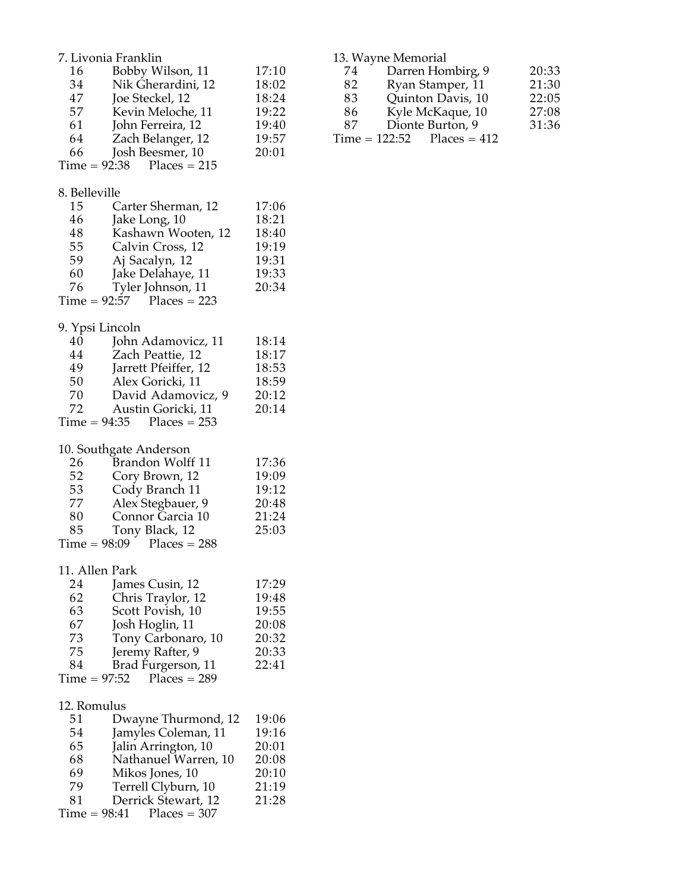7. Livonia Franklin

| | | |
|---|---|---|
| 16 | Bobby Wilson, 11 | 17:10 |
| 34 | Nik Gherardini, 12 | 18:02 |
| 47 | Joe Steckel, 12 | 18:24 |
| 57 | Kevin Meloche, 11 | 19:22 |
| 61 | John Ferreira, 12 | 19:40 |
| 64 | Zach Belanger, 12 | 19:57 |
| 66 | Josh Beesmer, 10 | 20:01 |

Time = 92:38 Places = 215

8. Belleville

| | | |
|---|---|---|
| 15 | Carter Sherman, 12 | 17:06 |
| 46 | Jake Long, 10 | 18:21 |
| 48 | Kashawn Wooten, 12 | 18:40 |
| 55 | Calvin Cross, 12 | 19:19 |
| 59 | Aj Sacalyn, 12 | 19:31 |
| 60 | Jake Delahaye, 11 | 19:33 |
| 76 | Tyler Johnson, 11 | 20:34 |

Time = 92:57 Places = 223

9. Ypsi Lincoln

| | | |
|---|---|---|
| 40 | John Adamovicz, 11 | 18:14 |
| 44 | Zach Peattie, 12 | 18:17 |
| 49 | Jarrett Pfeiffer, 12 | 18:53 |
| 50 | Alex Goricki, 11 | 18:59 |
| 70 | David Adamovicz, 9 | 20:12 |
| 72 | Austin Goricki, 11 | 20:14 |

Time = 94:35 Places = 253

10. Southgate Anderson

| | | |
|---|---|---|
| 26 | Brandon Wolff 11 | 17:36 |
| 52 | Cory Brown, 12 | 19:09 |
| 53 | Cody Branch 11 | 19:12 |
| 77 | Alex Stegbauer, 9 | 20:48 |
| 80 | Connor Garcia 10 | 21:24 |
| 85 | Tony Black, 12 | 25:03 |

Time = 98:09 Places = 288

11. Allen Park

| | | |
|---|---|---|
| 24 | James Cusin, 12 | 17:29 |
| 62 | Chris Traylor, 12 | 19:48 |
| 63 | Scott Povish, 10 | 19:55 |
| 67 | Josh Hoglin, 11 | 20:08 |
| 73 | Tony Carbonaro, 10 | 20:32 |
| 75 | Jeremy Rafter, 9 | 20:33 |
| 84 | Brad Furgerson, 11 | 22:41 |

Time = 97:52 Places = 289

12. Romulus

| | | |
|---|---|---|
| 51 | Dwayne Thurmond, 12 | 19:06 |
| 54 | Jamyles Coleman, 11 | 19:16 |
| 65 | Jalin Arrington, 10 | 20:01 |
| 68 | Nathanuel Warren, 10 | 20:08 |
| 69 | Mikos Jones, 10 | 20:10 |
| 79 | Terrell Clyburn, 10 | 21:19 |
| 81 | Derrick Stewart, 12 | 21:28 |

Time = 98:41 Places = 307

13. Wayne Memorial

| | | |
|---|---|---|
| 74 | Darren Hombirg, 9 | 20:33 |
| 82 | Ryan Stamper, 11 | 21:30 |
| 83 | Quinton Davis, 10 | 22:05 |
| 86 | Kyle McKaque, 10 | 27:08 |
| 87 | Dionte Burton, 9 | 31:36 |

Time = 122:52 Places = 412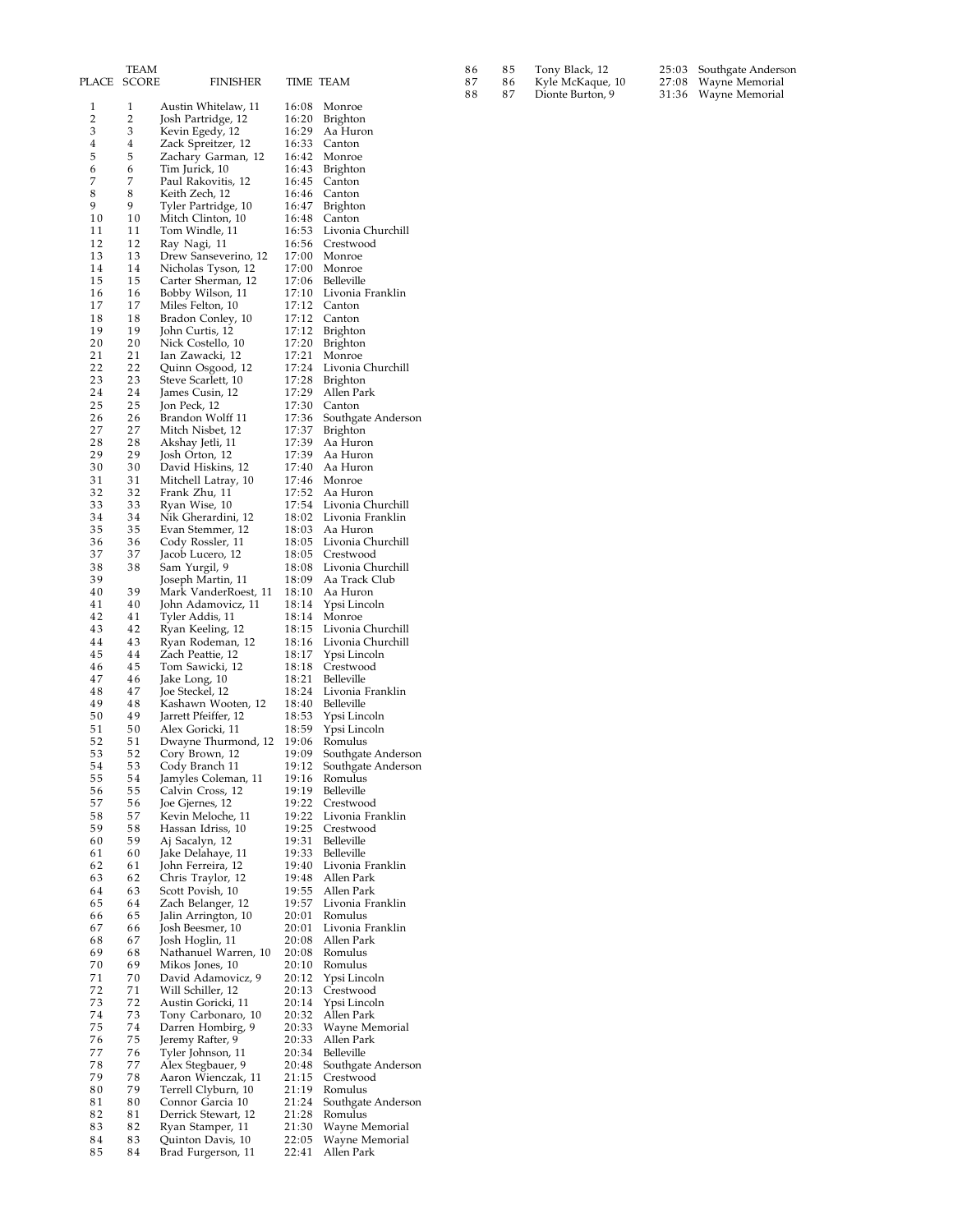| PLACE | TEAM SCORE | FINISHER | TIME | TEAM |
|---|---|---|---|---|
| 1 | 1 | Austin Whitelaw, 11 | 16:08 | Monroe |
| 2 | 2 | Josh Partridge, 12 | 16:20 | Brighton |
| 3 | 3 | Kevin Egedy, 12 | 16:29 | Aa Huron |
| 4 | 4 | Zack Spreitzer, 12 | 16:33 | Canton |
| 5 | 5 | Zachary Garman, 12 | 16:42 | Monroe |
| 6 | 6 | Tim Jurick, 10 | 16:43 | Brighton |
| 7 | 7 | Paul Rakovitis, 12 | 16:45 | Canton |
| 8 | 8 | Keith Zech, 12 | 16:46 | Canton |
| 9 | 9 | Tyler Partridge, 10 | 16:47 | Brighton |
| 10 | 10 | Mitch Clinton, 10 | 16:48 | Canton |
| 11 | 11 | Tom Windle, 11 | 16:53 | Livonia Churchill |
| 12 | 12 | Ray Nagi, 11 | 16:56 | Crestwood |
| 13 | 13 | Drew Sanseverino, 12 | 17:00 | Monroe |
| 14 | 14 | Nicholas Tyson, 12 | 17:00 | Monroe |
| 15 | 15 | Carter Sherman, 12 | 17:06 | Belleville |
| 16 | 16 | Bobby Wilson, 11 | 17:10 | Livonia Franklin |
| 17 | 17 | Miles Felton, 10 | 17:12 | Canton |
| 18 | 18 | Bradon Conley, 10 | 17:12 | Canton |
| 19 | 19 | John Curtis, 12 | 17:12 | Brighton |
| 20 | 20 | Nick Costello, 10 | 17:20 | Brighton |
| 21 | 21 | Ian Zawacki, 12 | 17:21 | Monroe |
| 22 | 22 | Quinn Osgood, 12 | 17:24 | Livonia Churchill |
| 23 | 23 | Steve Scarlett, 10 | 17:28 | Brighton |
| 24 | 24 | James Cusin, 12 | 17:29 | Allen Park |
| 25 | 25 | Jon Peck, 12 | 17:30 | Canton |
| 26 | 26 | Brandon Wolff 11 | 17:36 | Southgate Anderson |
| 27 | 27 | Mitch Nisbet, 12 | 17:37 | Brighton |
| 28 | 28 | Akshay Jetli, 11 | 17:39 | Aa Huron |
| 29 | 29 | Josh Orton, 12 | 17:39 | Aa Huron |
| 30 | 30 | David Hiskins, 12 | 17:40 | Aa Huron |
| 31 | 31 | Mitchell Latray, 10 | 17:46 | Monroe |
| 32 | 32 | Frank Zhu, 11 | 17:52 | Aa Huron |
| 33 | 33 | Ryan Wise, 10 | 17:54 | Livonia Churchill |
| 34 | 34 | Nik Gherardini, 12 | 18:02 | Livonia Franklin |
| 35 | 35 | Evan Stemmer, 12 | 18:03 | Aa Huron |
| 36 | 36 | Cody Rossler, 11 | 18:05 | Livonia Churchill |
| 37 | 37 | Jacob Lucero, 12 | 18:05 | Crestwood |
| 38 | 38 | Sam Yurgil, 9 | 18:08 | Livonia Churchill |
| 39 | | Joseph Martin, 11 | 18:09 | Aa Track Club |
| 40 | 39 | Mark VanderRoest, 11 | 18:10 | Aa Huron |
| 41 | 40 | John Adamovicz, 11 | 18:14 | Ypsi Lincoln |
| 42 | 41 | Tyler Addis, 11 | 18:14 | Monroe |
| 43 | 42 | Ryan Keeling, 12 | 18:15 | Livonia Churchill |
| 44 | 43 | Ryan Rodeman, 12 | 18:16 | Livonia Churchill |
| 45 | 44 | Zach Peattie, 12 | 18:17 | Ypsi Lincoln |
| 46 | 45 | Tom Sawicki, 12 | 18:18 | Crestwood |
| 47 | 46 | Jake Long, 10 | 18:21 | Belleville |
| 48 | 47 | Joe Steckel, 12 | 18:24 | Livonia Franklin |
| 49 | 48 | Kashawn Wooten, 12 | 18:40 | Belleville |
| 50 | 49 | Jarrett Pfeiffer, 12 | 18:53 | Ypsi Lincoln |
| 51 | 50 | Alex Goricki, 11 | 18:59 | Ypsi Lincoln |
| 52 | 51 | Dwayne Thurmond, 12 | 19:06 | Romulus |
| 53 | 52 | Cory Brown, 12 | 19:09 | Southgate Anderson |
| 54 | 53 | Cody Branch 11 | 19:12 | Southgate Anderson |
| 55 | 54 | Jamyles Coleman, 11 | 19:16 | Romulus |
| 56 | 55 | Calvin Cross, 12 | 19:19 | Belleville |
| 57 | 56 | Joe Gjernes, 12 | 19:22 | Crestwood |
| 58 | 57 | Kevin Meloche, 11 | 19:22 | Livonia Franklin |
| 59 | 58 | Hassan Idriss, 10 | 19:25 | Crestwood |
| 60 | 59 | Aj Sacalyn, 12 | 19:31 | Belleville |
| 61 | 60 | Jake Delahaye, 11 | 19:33 | Belleville |
| 62 | 61 | John Ferreira, 12 | 19:40 | Livonia Franklin |
| 63 | 62 | Chris Traylor, 12 | 19:48 | Allen Park |
| 64 | 63 | Scott Povish, 10 | 19:55 | Allen Park |
| 65 | 64 | Zach Belanger, 12 | 19:57 | Livonia Franklin |
| 66 | 65 | Jalin Arrington, 10 | 20:01 | Romulus |
| 67 | 66 | Josh Beesmer, 10 | 20:01 | Livonia Franklin |
| 68 | 67 | Josh Hoglin, 11 | 20:08 | Allen Park |
| 69 | 68 | Nathanuel Warren, 10 | 20:08 | Romulus |
| 70 | 69 | Mikos Jones, 10 | 20:10 | Romulus |
| 71 | 70 | David Adamovicz, 9 | 20:12 | Ypsi Lincoln |
| 72 | 71 | Will Schiller, 12 | 20:13 | Crestwood |
| 73 | 72 | Austin Goricki, 11 | 20:14 | Ypsi Lincoln |
| 74 | 73 | Tony Carbonaro, 10 | 20:32 | Allen Park |
| 75 | 74 | Darren Hombirg, 9 | 20:33 | Wayne Memorial |
| 76 | 75 | Jeremy Rafter, 9 | 20:33 | Allen Park |
| 77 | 76 | Tyler Johnson, 11 | 20:34 | Belleville |
| 78 | 77 | Alex Stegbauer, 9 | 20:48 | Southgate Anderson |
| 79 | 78 | Aaron Wienczak, 11 | 21:15 | Crestwood |
| 80 | 79 | Terrell Clyburn, 10 | 21:19 | Romulus |
| 81 | 80 | Connor Garcia 10 | 21:24 | Southgate Anderson |
| 82 | 81 | Derrick Stewart, 12 | 21:28 | Romulus |
| 83 | 82 | Ryan Stamper, 11 | 21:30 | Wayne Memorial |
| 84 | 83 | Quinton Davis, 10 | 22:05 | Wayne Memorial |
| 85 | 84 | Brad Furgerson, 11 | 22:41 | Allen Park |
| 86 | 85 | Tony Black, 12 | 25:03 | Southgate Anderson |
| 87 | 86 | Kyle McKaque, 10 | 27:08 | Wayne Memorial |
| 88 | 87 | Dionte Burton, 9 | 31:36 | Wayne Memorial |